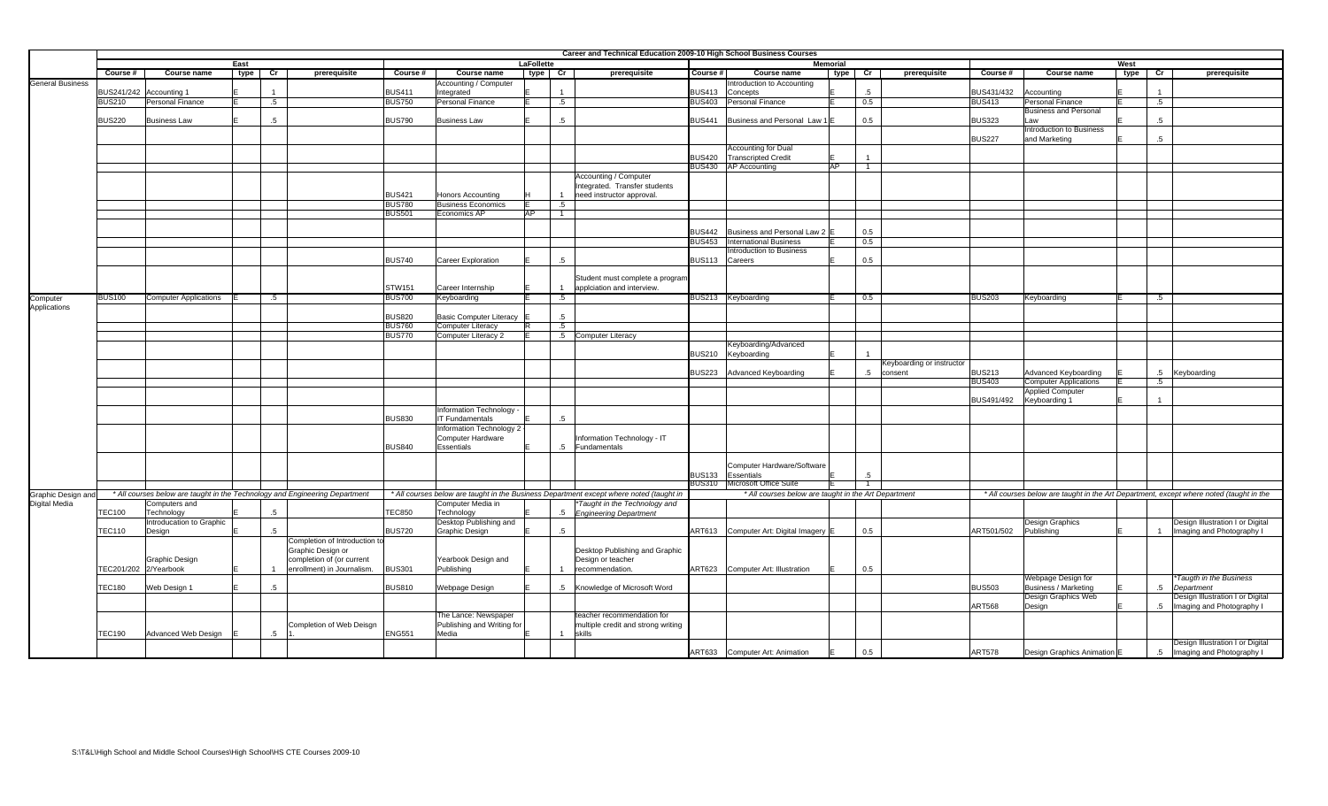# Career and Technical Education 2009-10 High School Business Courses

| | East | | | | | LaFollette | | | | | Memorial | | | | | West | | | | |
|---|---|---|---|---|---|---|---|---|---|---|---|---|---|---|---|---|---|---|---|---|
| | Course # | Course name | type | Cr | prerequisite | Course # | Course name | type | Cr | prerequisite | Course # | Course name | type | Cr | prerequisite | Course # | Course name | type | Cr | prerequisite |
| General Business | BUS241/242 | Accounting 1 | E | 1 | | BUS411 | Accounting / Computer Integrated | E | 1 | | BUS413 | Introduction to Accounting Concepts | E | .5 | | BUS431/432 | Accounting | E | 1 | |
| | BUS210 | Personal Finance | E | .5 | | BUS750 | Personal Finance | E | .5 | | BUS403 | Personal Finance | E | 0.5 | | BUS413 | Personal Finance | E | .5 | |
| | BUS220 | Business Law | E | .5 | | BUS790 | Business Law | E | .5 | | BUS441 | Business and Personal Law 1 | E | 0.5 | | BUS323 | Business and Personal Law | E | .5 | |
| | | | | | | | | | | | | | | | | BUS227 | Introduction to Business and Marketing | E | .5 | |
| | | | | | | | | | | | BUS420 | Accounting for Dual Transcripted Credit | E | 1 | | | | | | |
| | | | | | | | | | | | BUS430 | AP Accounting | AP | 1 | | | | | | |
| | | | | | | BUS421 | Honors Accounting | H | 1 | Accounting / Computer Integrated. Transfer students need instructor approval. | | | | | | | | | | |
| | | | | | | BUS780 | Business Economics | E | .5 | | | | | | | | | | | |
| | | | | | | BUS501 | Economics AP | AP | 1 | | | | | | | | | | | |
| | | | | | | | | | | | BUS442 | Business and Personal Law 2 | E | 0.5 | | | | | | |
| | | | | | | | | | | | BUS453 | International Business | E | 0.5 | | | | | | |
| | | | | | | BUS740 | Career Exploration | E | .5 | | BUS113 | Introduction to Business Careers | E | 0.5 | | | | | | |
| | | | | | | STW151 | Career Internship | E | 1 | Student must complete a program applciation and interview. | | | | | | | | | | |
| Computer Applications | BUS100 | Computer Applications | E | .5 | | BUS700 | Keyboarding | E | .5 | | BUS213 | Keyboarding | E | 0.5 | | BUS203 | Keyboarding | E | .5 | |
| | | | | | | BUS820 | Basic Computer Literacy | E | .5 | | | | | | | | | | | |
| | | | | | | BUS760 | Computer Literacy | R | .5 | | | | | | | | | | | |
| | | | | | | BUS770 | Computer Literacy 2 | E | .5 | Computer Literacy | | | | | | | | | | |
| | | | | | | | | | | | BUS210 | Keyboarding/Advanced Keyboarding | E | 1 | | | | | | |
| | | | | | | | | | | | BUS223 | Advanced Keyboarding | E | .5 | Keyboarding or instructor consent | BUS213 | Advanced Keyboarding | E | .5 | Keyboarding |
| | | | | | | | | | | | | | | | | BUS403 | Computer Applications | E | .5 | |
| | | | | | | | | | | | | | | | | BUS491/492 | Applied Computer Keyboarding 1 | E | 1 | |
| | | | | | | BUS830 | Information Technology - IT Fundamentals | E | .5 | | | | | | | | | | | |
| | | | | | | BUS840 | Information Technology 2 Computer Hardware Essentials | E | .5 | Information Technology - IT Fundamentals | | | | | | | | | | |
| | | | | | | | | | | | BUS133 | Computer Hardware/Software Essentials | E | .5 | | | | | | |
| | | | | | | | | | | | BUS310 | Microsoft Office Suite | E | 1 | | | | | | |
| Graphic Design and Digital Media | * All courses below are taught in the Technology and Engineering Department | | | | | * All courses below are taught in the Business Department except where noted (taught in | | | | | * All courses below are taught in the Art Department | | | | | * All courses below are taught in the Art Department, except where noted (taught in the | | | | |
| | TEC100 | Computers and Technology | E | .5 | | TEC850 | Computer Media in Technology | E | .5 | *Taught in the Technology and Engineering Department | | | | | | | | | | |
| | TEC110 | Introducation to Graphic Design | E | .5 | | BUS720 | Desktop Publishing and Graphic Design | E | .5 | | ART613 | Computer Art: Digital Imagery | E | 0.5 | | ART501/502 | Design Graphics Publishing | E | 1 | Design Illustration I or Digital Imaging and Photography I |
| | TEC201/202 | Graphic Design 2/Yearbook | E | 1 | Completion of Introduction to Graphic Design or completion of (or current enrollment) in Journalism. | BUS301 | Yearbook Design and Publishing | E | 1 | Desktop Publishing and Graphic Design or teacher recommendation. | ART623 | Computer Art: Illustration | E | 0.5 | | | | | | |
| | TEC180 | Web Design 1 | E | .5 | | BUS810 | Webpage Design | E | .5 | Knowledge of Microsoft Word | | | | | | BUS503 | Webpage Design for Business / Marketing | E | .5 | *Taugth in the Business Department |
| | | | | | | | | | | | | | | | | ART568 | Design Graphics Web Design | E | .5 | Design Illustration I or Digital Imaging and Photography I |
| | TEC190 | Advanced Web Design | E | .5 | Completion of Web Deisgn 1. | ENG551 | The Lance: Newspaper Publishing and Writing for Media | E | 1 | teacher recommendation for multiple credit and strong writing skills | | | | | | | | | | |
| | | | | | | | | | | | ART633 | Computer Art: Animation | E | 0.5 | | ART578 | Design Graphics Animation | E | .5 | Design Illustration I or Digital Imaging and Photography I |

S:\T&L\High School and Middle School Courses\High School\HS CTE Courses 2009-10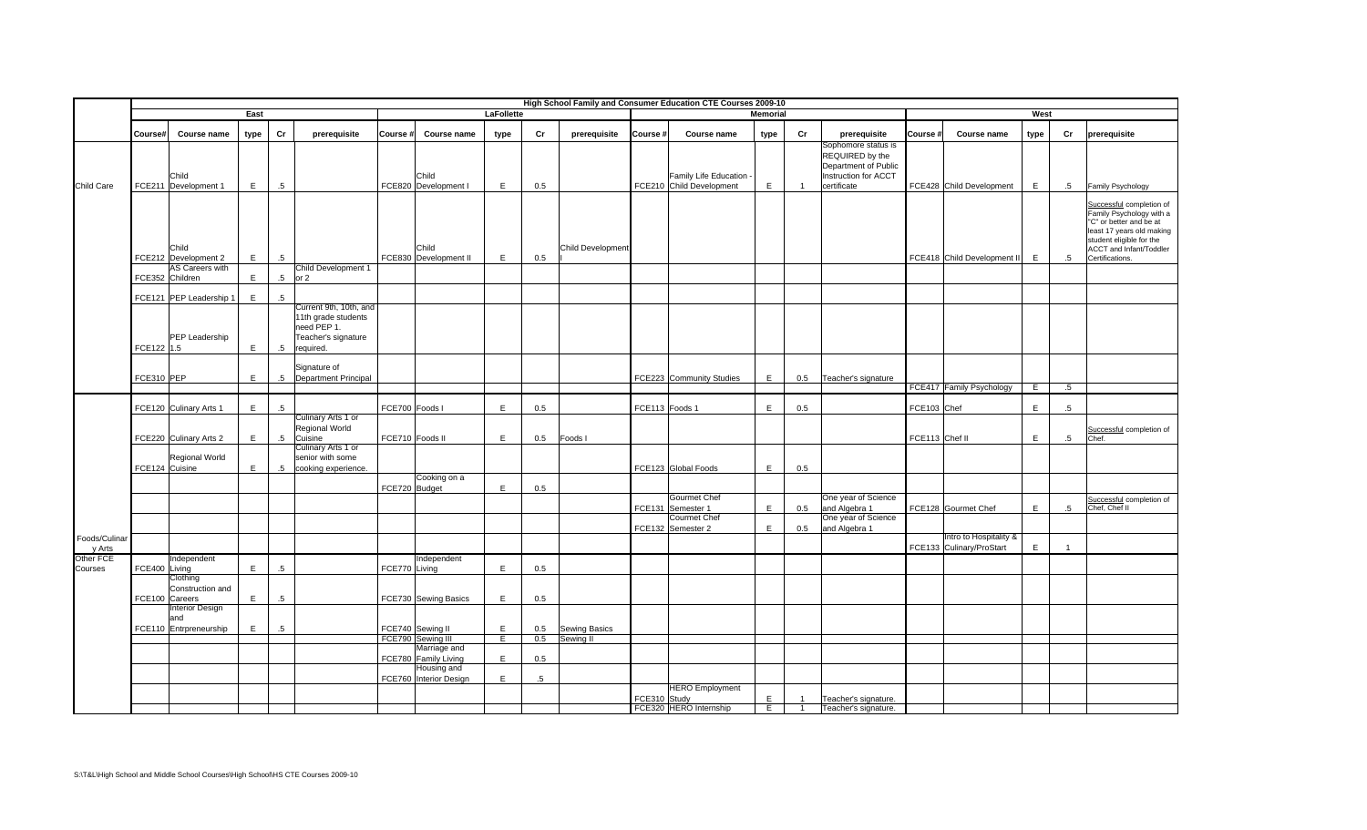# High School Family and Consumer Education CTE Courses 2009-10

| | East | | | | | LaFollette | | | | | Memorial | | | | | West | | | | |
|---|---|---|---|---|---|---|---|---|---|---|---|---|---|---|---|---|---|---|---|---|
| | Course# | Course name | type | Cr | prerequisite | Course # | Course name | type | Cr | prerequisite | Course # | Course name | type | Cr | prerequisite | Course # | Course name | type | Cr | prerequisite |
| Child Care | FCE211 | Child Development 1 | E | .5 | | FCE820 | Child Development I | E | 0.5 | | FCE210 | Family Life Education - Child Development | E | 1 | Sophomore status is REQUIRED by the Department of Public Instruction for ACCT certificate | FCE428 | Child Development | E | .5 | Family Psychology |
| | FCE212 | Child Development 2 | E | .5 | | FCE830 | Child Development II | E | 0.5 | Child Development I | | | | | | FCE418 | Child Development II | E | .5 | Successful completion of Family Psychology with a "C" or better and be at least 17 years old making student eligible for the ACCT and Infant/Toddler Certifications. |
| | FCE352 | AS Careers with Children | E | .5 | Child Development 1 or 2 | | | | | | | | | | | | | | | |
| | FCE121 | PEP Leadership 1 | E | .5 | | | | | | | | | | | | | | | | |
| | FCE122 | PEP Leadership 1.5 | E | .5 | Current 9th, 10th, and 11th grade students need PEP 1. Teacher's signature required. | | | | | | | | | | | | | | | |
| | FCE310 | PEP | E | .5 | Signature of Department Principal | | | | | | FCE223 | Community Studies | E | 0.5 | Teacher's signature | | | | | |
| | | | | | | | | | | | | | | | | FCE417 | Family Psychology | E | .5 | |
| Foods/Culinary Arts | FCE120 | Culinary Arts 1 | E | .5 | | FCE700 | Foods I | E | 0.5 | | FCE113 | Foods 1 | E | 0.5 | | FCE103 | Chef | E | .5 | |
| | FCE220 | Culinary Arts 2 | E | .5 | Culinary Arts 1 or Regional World Cuisine | FCE710 | Foods II | E | 0.5 | Foods I | | | | | | FCE113 | Chef II | E | .5 | Successful completion of Chef. |
| | FCE124 | Regional World Cuisine | E | .5 | Culinary Arts 1 or senior with some cooking experience. | | | | | | FCE123 | Global Foods | E | 0.5 | | | | | | |
| | | | | | | FCE720 | Cooking on a Budget | E | 0.5 | | | | | | | | | | | |
| | | | | | | | | | | | FCE131 | Gourmet Chef Semester 1 | E | 0.5 | One year of Science and Algebra 1 | FCE128 | Gourmet Chef | E | .5 | Successful completion of Chef, Chef II |
| | | | | | | | | | | | FCE132 | Cournet Chef Semester 2 | E | 0.5 | One year of Science and Algebra 1 | | | | | |
| | | | | | | | | | | | | | | | | FCE133 | Intro to Hospitality & Culinary/ProStart | E | 1 | |
| Other FCE Courses | FCE400 | Independent Living | E | .5 | | FCE770 | Independent Living | E | 0.5 | | | | | | | | | | | |
| | FCE100 | Clothing Construction and Careers | E | .5 | | FCE730 | Sewing Basics | E | 0.5 | | | | | | | | | | | |
| | FCE110 | Interior Design and Entrpreneurship | E | .5 | | FCE740 | Sewing II | E | 0.5 | Sewing Basics | | | | | | | | | | |
| | | | | | | FCE790 | Sewing III | E | 0.5 | Sewing II | | | | | | | | | | |
| | | | | | | FCE780 | Marriage and Family Living | E | 0.5 | | | | | | | | | | | |
| | | | | | | FCE760 | Housing and Interior Design | E | .5 | | | | | | | | | | | |
| | | | | | | | | | | | FCE310 | HERO Employment Study | E | 1 | Teacher's signature. | | | | | |
| | | | | | | | | | | | FCE320 | HERO Internship | E | 1 | Teacher's signature. | | | | | |

S:\T&L\High School and Middle School Courses\High School\HS CTE Courses 2009-10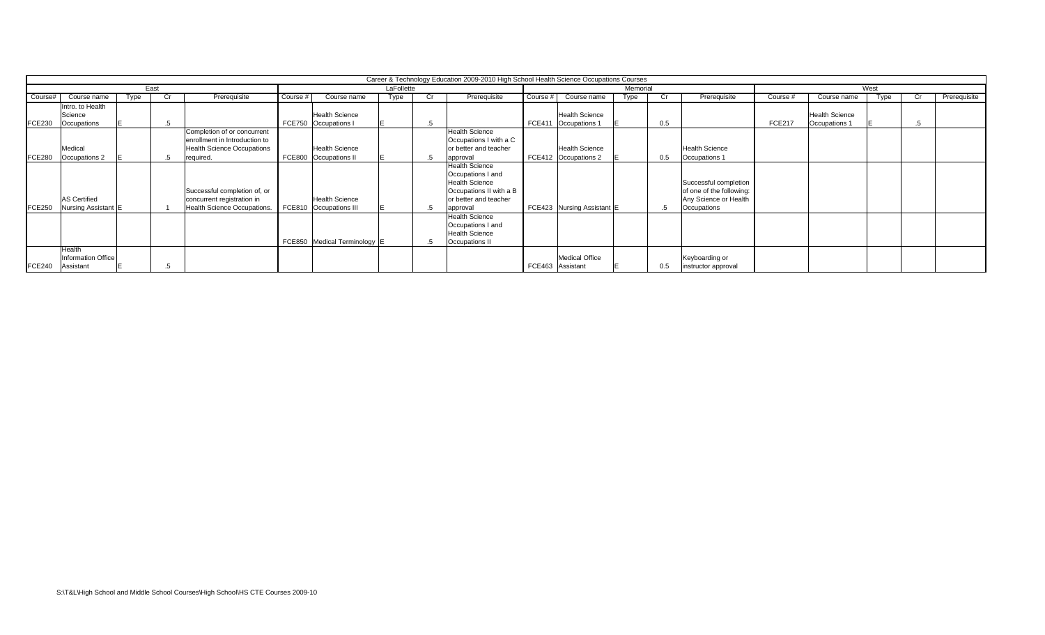| Career & Technology Education 2009-2010 High School Health Science Occupations Courses | | | | | | | | | | | | | | | | | | | |
|---|---|---|---|---|---|---|---|---|---|---|---|---|---|---|---|---|---|---|---|
| East | | | | | LaFollette | | | | | Memorial | | | | | West | | | | |
| Course# | Course name | Type | Cr | Prerequisite | Course # | Course name | Type | Cr | Prerequisite | Course # | Course name | Type | Cr | Prerequisite | Course # | Course name | Type | Cr | Prerequisite |
| FCE230 | Intro. to Health Science Occupations | E | .5 | | FCE750 | Health Science Occupations I | E | .5 | | FCE411 | Health Science Occupations 1 | E | 0.5 | | FCE217 | Health Science Occupations 1 | E | .5 | |
| FCE280 | Medical Occupations 2 | E | .5 | Completion of or concurrent enrollment in Introduction to Health Science Occupations required. | FCE800 | Health Science Occupations II | E | .5 | Health Science Occupations I with a C or better and teacher approval | FCE412 | Health Science Occupations 2 | E | 0.5 | Health Science Occupations 1 | | | | | |
| FCE250 | AS Certified Nursing Assistant | E | 1 | Successful completion of, or concurrent registration in Health Science Occupations. | FCE810 | Health Science Occupations III | E | .5 | Health Science Occupations I and Health Science Occupations II with a B or better and teacher approval | FCE423 | Nursing Assistant | E | .5 | Successful completion of one of the following: Any Science or Health Occupations | | | | | |
| | | | | | FCE850 | Medical Terminology | E | .5 | Health Science Occupations I and Health Science Occupations II | | | | | | | | | | |
| FCE240 | Health Information Office Assistant | E | .5 | | | | | | | FCE463 | Medical Office Assistant | E | 0.5 | Keyboarding or instructor approval | | | | | |

S:\T&L\High School and Middle School Courses\High School\HS CTE Courses 2009-10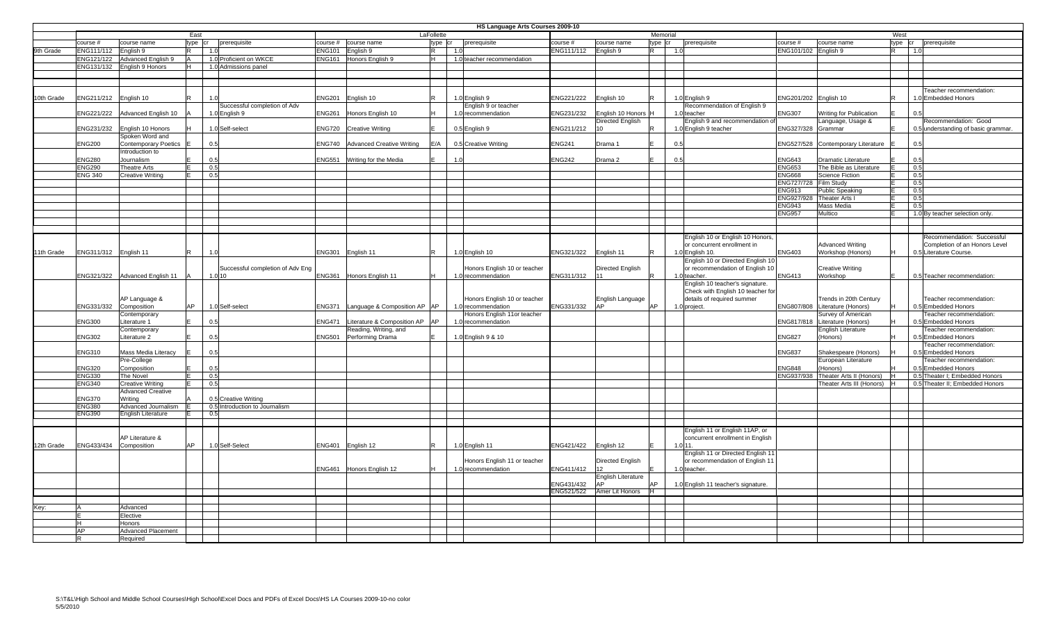# HS Language Arts Courses 2009-10

| | East | | | | | LaFollette | | | | | Memorial | | | | | West | | | | |
|---|---|---|---|---|---|---|---|---|---|---|---|---|---|---|---|---|---|---|---|---|
| | course # | course name | type | cr | prerequisite | course # | course name | type | cr | prerequisite | course # | course name | type | cr | prerequisite | course # | course name | type | cr | prerequisite |
| 9th Grade | ENG111/112 | English 9 | R | 1.0 | | ENG101 | English 9 | R | 1.0 | | ENG111/112 | English 9 | R | 1.0 | | ENG101/102 | English 9 | R | 1.0 | |
| | ENG121/122 | Advanced English 9 | A | 1.0 | Proficient on WKCE | ENG161 | Honors English 9 | H | 1.0 | teacher recommendation | | | | | | | | | | |
| | ENG131/132 | English 9 Honors | H | 1.0 | Admissions panel | | | | | | | | | | | | | | | |
| 10th Grade | ENG211/212 | English 10 | R | 1.0 | | ENG201 | English 10 | R | 1.0 | English 9 | ENG221/222 | English 10 | R | 1.0 | English 9 | ENG201/202 | English 10 | R | 1.0 | Teacher recommendation: Embedded Honors |
| | ENG221/222 | Advanced English 10 | A | 1.0 | Successful completion of Adv English 9 | ENG261 | Honors English 10 | H | 1.0 | English 9 or teacher recommendation | ENG231/232 | English 10 Honors | H | 1.0 | Recommendation of English 9 teacher | ENG307 | Writing for Publication | E | 0.5 | |
| | ENG231/232 | English 10 Honors | H | 1.0 | Self-select | ENG720 | Creative Writing | E | 0.5 | English 9 | ENG211/212 | Directed English 10 | R | 1.0 | English 9 and recommendation of English 9 teacher | ENG327/328 | Language, Usage & Grammar | E | 0.5 | Recommendation: Good understanding of basic grammar. |
| | ENG200 | Spoken Word and Contemporary Poetics | E | 0.5 | | ENG740 | Advanced Creative Writing | E/A | 0.5 | Creative Writing | ENG241 | Drama 1 | E | 0.5 | | ENG527/528 | Contemporary Literature | E | 0.5 | |
| | ENG280 | Introduction to Journalism | E | 0.5 | | ENG551 | Writing for the Media | E | 1.0 | | ENG242 | Drama 2 | E | 0.5 | | ENG643 | Dramatic Literature | E | 0.5 | |
| | ENG290 | Theatre Arts | E | 0.5 | | | | | | | | | | | | ENG653 | The Bible as Literature | E | 0.5 | |
| | ENG 340 | Creative Writing | E | 0.5 | | | | | | | | | | | | ENG668 | Science Fiction | E | 0.5 | |
| | | | | | | | | | | | | | | | | ENG727/728 | Film Study | E | 0.5 | |
| | | | | | | | | | | | | | | | | ENG913 | Public Speaking | E | 0.5 | |
| | | | | | | | | | | | | | | | | ENG927/928 | Theater Arts I | E | 0.5 | |
| | | | | | | | | | | | | | | | | ENG943 | Mass Media | E | 0.5 | |
| | | | | | | | | | | | | | | | | ENG957 | Multico | E | 1.0 | By teacher selection only. |
| 11th Grade | ENG311/312 | English 11 | R | 1.0 | | ENG301 | English 11 | R | 1.0 | English 10 | ENG321/322 | English 11 | R | 1.0 | English 10 or English 10 Honors, or concurrent enrollment in English 10. | ENG403 | Advanced Writing Workshop (Honors) | H | 0.5 | Recommendation: Successful Completion of an Honors Level Literature Course. |
| | ENG321/322 | Advanced English 11 | A | 1.0 | Successful completion of Adv Eng 10 | ENG361 | Honors English 11 | H | 1.0 | Honors English 10 or teacher recommendation | ENG311/312 | Directed English 11 | R | 1.0 | English 10 or Directed English 10 or recommendation of English 10 teacher. | ENG413 | Creative Writing Workshop | E | 0.5 | Teacher recommendation: |
| | ENG331/332 | AP Language & Composition | AP | 1.0 | Self-select | ENG371 | Language & Composition AP | AP | 1.0 | Honors English 10 or teacher recommendation | ENG331/332 | English Language AP | AP | 1.0 | English 10 teacher's signature. Check with English 10 teacher for details of required summer project. | ENG807/808 | Trends in 20th Century Literature (Honors) | H | 0.5 | Teacher recommendation: Embedded Honors |
| | ENG300 | Contemporary Literature 1 | E | 0.5 | | ENG471 | Literature & Composition AP | AP | 1.0 | Honors English 11or teacher recommendation | | | | | | ENG817/818 | Survey of American Literature (Honors) | H | 0.5 | Teacher recommendation: Embedded Honors |
| | ENG302 | Contemporary Literature 2 | E | 0.5 | | ENG501 | Reading, Writing, and Performing Drama | E | 1.0 | English 9 & 10 | | | | | | ENG827 | English Literature (Honors) | H | 0.5 | Teacher recommendation: Embedded Honors |
| | ENG310 | Mass Media Literacy | E | 0.5 | | | | | | | | | | | | ENG837 | Shakespeare (Honors) | H | 0.5 | Teacher recommendation: Embedded Honors |
| | ENG320 | Pre-College Composition | E | 0.5 | | | | | | | | | | | | ENG848 | European Literature (Honors) | H | 0.5 | Teacher recommendation: Embedded Honors |
| | ENG330 | The Novel | E | 0.5 | | | | | | | | | | | | ENG937/938 | Theater Arts II (Honors) | H | 0.5 | Theater I; Embedded Honors |
| | ENG340 | Creative Writing | E | 0.5 | | | | | | | | | | | | | Theater Arts III (Honors) | H | 0.5 | Theater II; Embedded Honors |
| | ENG370 | Advanced Creative Writing | A | 0.5 | Creative Writing | | | | | | | | | | | | | | | |
| | ENG380 | Advanced Journalism | E | 0.5 | Introduction to Journalism | | | | | | | | | | | | | | | |
| | ENG390 | English Literature | E | 0.5 | | | | | | | | | | | | | | | | |
| 12th Grade | ENG433/434 | AP Literature & Composition | AP | 1.0 | Self-Select | ENG401 | English 12 | R | 1.0 | English 11 | ENG421/422 | English 12 | E | 1.0 | English 11 or English 11AP, or concurrent enrollment in English 11. | | | | | |
| | | | | | | ENG461 | Honors English 12 | H | 1.0 | Honors English 11 or teacher recommendation | ENG411/412 | Directed English 12 | E | 1.0 | English 11 or Directed English 11 or recommendation of English 11 teacher. | | | | | |
| | | | | | | | | | | | ENG431/432 | English Literature AP | AP | 1.0 | English 11 teacher's signature. | | | | | |
| | | | | | | | | | | | ENG521/522 | Amer Lit Honors | H | | | | | | | |

| Key: | | |
|---|---|---|
| | A | Advanced |
| | E | Elective |
| | H | Honors |
| | AP | Advanced Placement |
| | R | Required |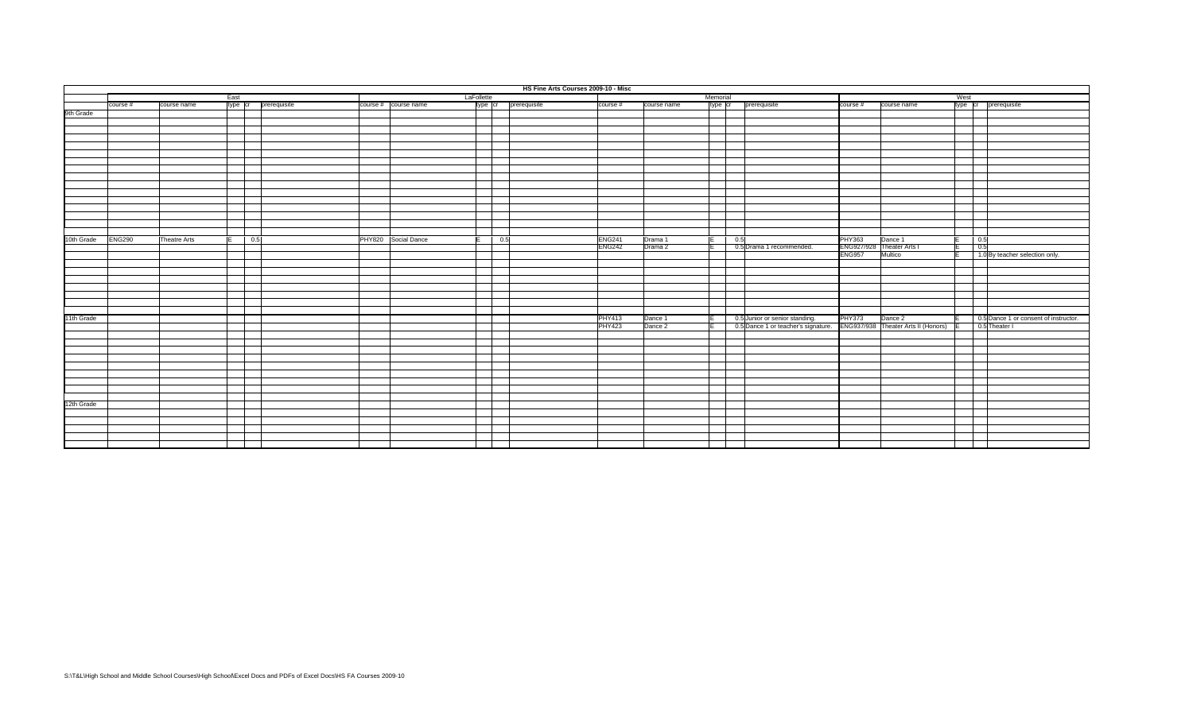# HS Fine Arts Courses 2009-10 - Misc

| | East | | | | | LaFollette | | | | | Memorial | | | | | West | | | | |
|---|---|---|---|---|---|---|---|---|---|---|---|---|---|---|---|---|---|---|---|---|
| | course # | course name | type | cr | prerequisite | course # | course name | type | cr | prerequisite | course # | course name | type | cr | prerequisite | course # | course name | type | cr | prerequisite |
| 9th Grade | | | | | | | | | | | | | | | | | | | | |
| 10th Grade | ENG290 | Theatre Arts | E | 0.5 | | PHY820 | Social Dance | E | 0.5 | | ENG241 | Drama 1 | E | 0.5 | | PHY363 | Dance 1 | E | 0.5 | |
| | | | | | | | | | | | ENG242 | Drama 2 | E | 0.5 | Drama 1 recommended. | ENG927/928 | Theater Arts I | E | 0.5 | |
| | | | | | | | | | | | | | | | | ENG957 | Multico | E | 1.0 | By teacher selection only. |
| 11th Grade | | | | | | | | | | | PHY413 | Dance 1 | E | 0.5 | Junior or senior standing. | PHY373 | Dance 2 | E | 0.5 | Dance 1 or consent of instructor. |
| | | | | | | | | | | | PHY423 | Dance 2 | E | 0.5 | Dance 1 or teacher's signature. | ENG937/938 | Theater Arts II (Honors) | E | 0.5 | Theater I |
| 12th Grade | | | | | | | | | | | | | | | | | | | | |

S:\T&L\High School and Middle School Courses\High School\Excel Docs and PDFs of Excel Docs\HS FA Courses 2009-10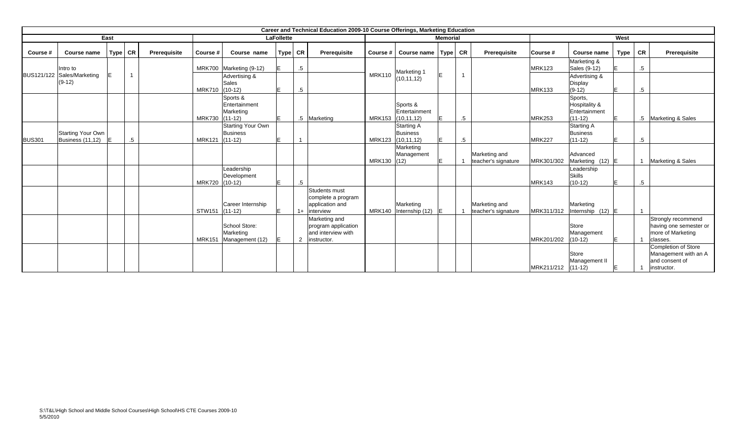| Career and Technical Education 2009-10 Course Offerings, Marketing Education | | | | | | | | | | | | | | | | | | | |
|---|---|---|---|---|---|---|---|---|---|---|---|---|---|---|---|---|---|---|---|
| East | | | | | LaFollette | | | | | Memorial | | | | | West | | | | |
| Course # | Course name | Type | CR | Prerequisite | Course # | Course name | Type | CR | Prerequisite | Course # | Course name | Type | CR | Prerequisite | Course # | Course name | Type | CR | Prerequisite |
| BUS121/122 | Intro to Sales/Marketing (9-12) | E | 1 | | MRK700 | Marketing (9-12) | E | .5 | | MRK110 | Marketing 1 (10,11,12) | E | 1 | | MRK123 | Marketing & Sales (9-12) | E | .5 | |
| | | | | | MRK710 | Advertising & Sales (10-12) | E | .5 | | | | | | | MRK133 | Advertising & Display (9-12) | E | .5 | |
| | | | | | MRK730 | Sports & Entertainment Marketing (11-12) | E | .5 | Marketing | MRK153 | Sports & Entertainment (10,11,12) | E | .5 | | MRK253 | Sports, Hospitality & Entertainment (11-12) | E | .5 | Marketing & Sales |
| BUS301 | Starting Your Own Business (11,12) | E | .5 | | MRK121 | Starting Your Own Business (11-12) | E | 1 | | MRK123 | Starting A Business (10,11,12) | E | .5 | | MRK227 | Starting A Business (11-12) | E | .5 | |
| | | | | | | | | | | MRK130 | Marketing Management (12) | E | 1 | Marketing and teacher's signature | MRK301/302 | Advanced Marketing (12) | E | 1 | Marketing & Sales |
| | | | | | MRK720 | Leadership Development (10-12) | E | .5 | | | | | | | MRK143 | Leadership Skills (10-12) | E | .5 | |
| | | | | | STW151 | Career Internship (11-12) | E | 1+ | Students must complete a program application and interview | MRK140 | Marketing Internship (12) | E | 1 | Marketing and teacher's signature | MRK311/312 | Marketing Internship (12) | E | 1 | |
| | | | | | MRK151 | School Store: Marketing Management (12) | E | 2 | Marketing and program application and interview with instructor. | | | | | | MRK201/202 | Store Management (10-12) | E | 1 | Strongly recommend having one semester or more of Marketing classes. |
| | | | | | | | | | | | | | | | MRK211/212 | Store Management II (11-12) | E | 1 | Completion of Store Management with an A and consent of instructor. |

S:\T&L\High School and Middle School Courses\High School\HS CTE Courses 2009-10
5/5/2010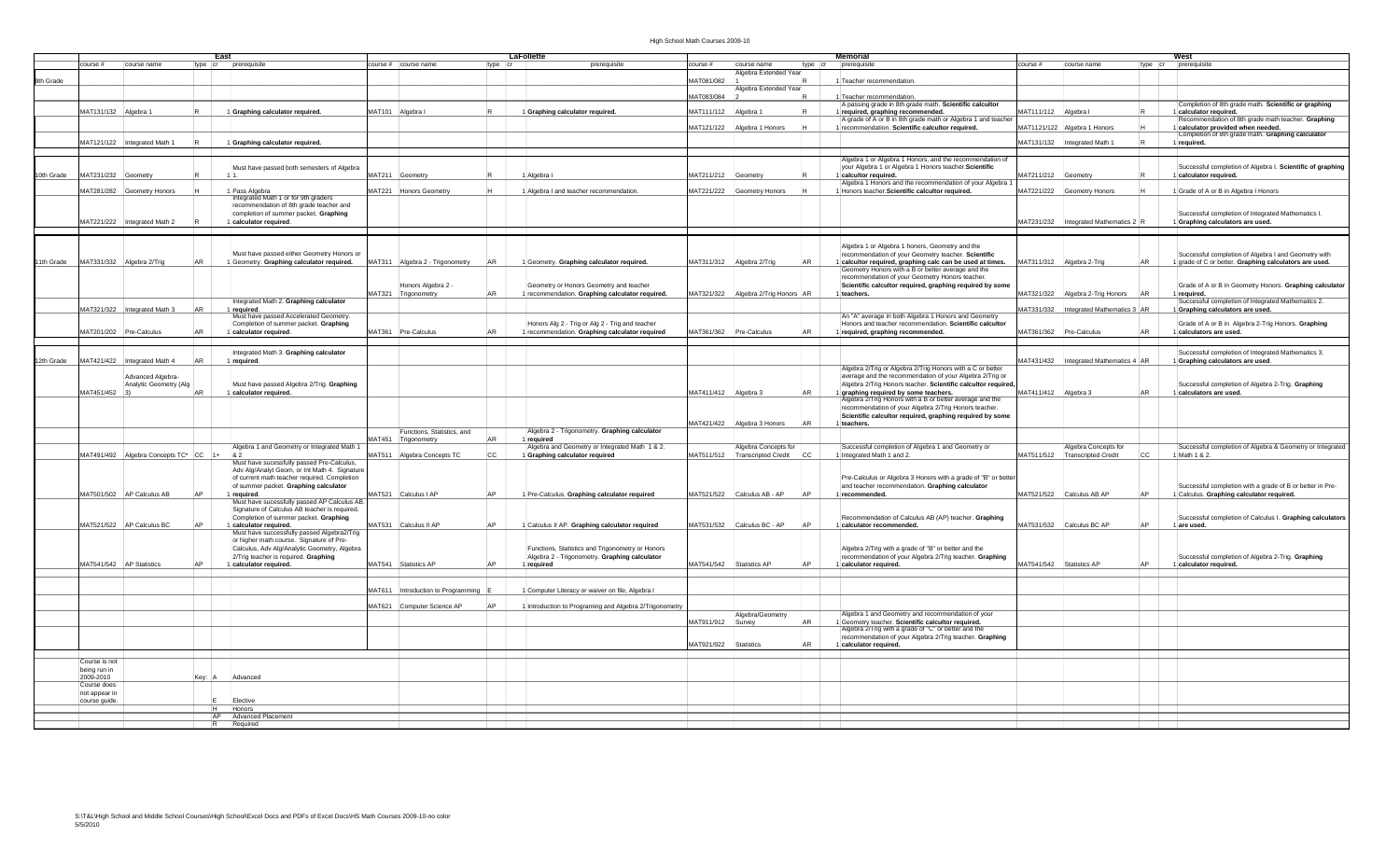# High School Math Courses 2009-10

| | East | | | | | LaFollette | | | | | Memorial | | | | | West | | | | |
|---|---|---|---|---|---|---|---|---|---|---|---|---|---|---|---|---|---|---|---|---|
| | course # | course name | type | cr | prerequisite | course # | course name | type | cr | prerequisite | course # | course name | type | cr | prerequisite | course # | course name | type | cr | prerequisite |
| 9th Grade | | | | | | | | | | | MAT081/082 | Algebra Extended Year 1 | R | 1 | Teacher recommendation. | | | | | |
| | | | | | | | | | | | MAT083/084 | Algebra Extended Year 2 | R | 1 | Teacher recommendation. | | | | | |
| | MAT131/132 | Algebra 1 | R | 1 | **Graphing calculator required.** | MAT101 | Algebra I | R | 1 | **Graphing calculator required.** | MAT111/112 | Algebra 1 | R | 1 | A passing grade in 8th grade math. **Scientific calcultor required, graphing recommended.** | MAT111/112 | Algebra I | R | 1 | Completion of 8th grade math. **Scientific or graphing calculator required.** |
| | | | | | | | | | | | MAT121/122 | Algebra 1 Honors | H | 1 | A grade of A or B in 8th grade math or Algebra 1 and teacher recommendation. **Scientific calcultor required.** | MAT1121/122 | Algebra 1 Honors | H | 1 | Recommendation of 8th grade math teacher. **Graphing calculator provided when needed.** |
| | MAT121/122 | Integrated Math 1 | R | 1 | **Graphing calculator required.** | | | | | | | | | | | MAT131/132 | Integrated Math 1 | R | 1 | Completion of 8th grade math. **Graphing calculator required.** |
| 10th Grade | MAT231/232 | Geometry | R | 1 | Must have passed both semesters of Algebra 1. | MAT211 | Geometry | R | 1 | Algebra I | MAT211/212 | Geometry | R | 1 | Algebra 1 or Algebra 1 Honors, and the recommendation of your Algebra 1 or Algebra 1 Honors teacher.**Scientific calcultor required.** | MAT211/212 | Geometry | R | 1 | Successful completion of Algebra I. **Scientific of graphing calculator required.** |
| | MAT281/282 | Geometry Honors | H | 1 | Pass Algebra | MAT221 | Honors Geometry | H | 1 | Algebra I and teacher recommendation. | MAT221/222 | Geometry Honors | H | 1 | Algebra 1 Honors and the recommendation of your Algebra 1 Honors teacher.**Scientific calcultor required.** | MAT221/222 | Geometry Honors | H | 1 | Grade of A or B in Algebra I Honors |
| | MAT221/222 | Integrated Math 2 | R | 1 | Integrated Math 1 or for 9th graders recommendation of 8th grade teacher and completion of summer packet. **Graphing calculator required.** | | | | | | | | | | | MAT231/232 | Integrated Mathematics 2 | R | 1 | Successful completion of Integrated Mathematics I. **Graphing calculators are used.** |
| 11th Grade | MAT331/332 | Algebra 2/Trig | AR | 1 | Must have passed either Geometry Honors or Geometry. **Graphing calculator required.** | MAT311 | Algebra 2 - Trigonometry | AR | 1 | Geometry. **Graphing calculator required.** | MAT311/312 | Algebra 2/Trig | AR | 1 | Algebra 1 or Algebra 1 honors, Geometry and the recommendation of your Geometry teacher. **Scientific calcultor required, graphing calc can be used at times.** | MAT311/312 | Algebra 2-Trig | AR | 1 | Successful completion of Algebra I and Geometry with grade of C or better. **Graphing calculators are used.** |
| | | | | | | MAT321 | Honors Algebra 2 - Trigonometry | AR | 1 | Geometry or Honors Geometry and teacher recommendation. **Graphing calculator required.** | MAT321/322 | Algebra 2/Trig Honors | AR | 1 | Geometry Honors with a B or better average and the recommendation of your Geometry Honors teacher. **Scientific calcultor required, graphing required by some teachers.** | MAT321/322 | Algebra 2-Trig Honors | AR | 1 | Grade of A or B in Geometry Honors. **Graphing calculator required.** |
| | MAT321/322 | Integrated Math 3 | AR | 1 | Integrated Math 2. **Graphing calculator required.** | | | | | | | | | | | MAT331/332 | Integrated Mathematics 3 | AR | 1 | Successful completion of Integrated Mathematics 2. **Graphing calculators are used.** |
| | MAT201/202 | Pre-Calculus | AR | 1 | Must have passed Accelerated Geometry. Completion of summer packet. **Graphing calculator required.** | MAT361 | Pre-Calculus | AR | 1 | Honors Alg 2 - Trig or Alg 2 - Trig and teacher recommendation. **Graphing calculator required** | MAT361/362 | Pre-Calculus | AR | 1 | An "A" average in both Algebra 1 Honors and Geometry Honors and teacher recommendation. **Scientific calcultor required, graphing recommended.** | MAT361/362 | Pre-Calculus | AR | 1 | Grade of A or B in Algebra 2-Trig Honors. **Graphing calculators are used.** |
| 12th Grade | MAT421/422 | Integrated Math 4 | AR | 1 | Integrated Math 3. **Graphing calculator required.** | | | | | | | | | | | MAT431/432 | Integrated Mathematics 4 | AR | 1 | Successful completion of Integrated Mathematics 3. **Graphing calculators are used.** |
| | MAT451/452 | Advanced Algebra-Analytic Geometry (Alg 3) | AR | 1 | Must have passed Algebra 2/Trig. **Graphing calculator required.** | | | | | | MAT411/412 | Algebra 3 | AR | 1 | Algebra 2/Trig or Algebra 2/Trig Honors with a C or better average and the recommendation of your Algebra 2/Trig or Algebra 2/Trig Honors teacher. **Scientific calcultor required, graphing required by some teachers.** | MAT411/412 | Algebra 3 | AR | 1 | Successful completion of Algebra 2-Trig. **Graphing calculators are used.** |
| | | | | | | | | | | | MAT421/422 | Algebra 3 Honors | AR | 1 | Algebra 2/Trig Honors with a B or better average and the recommendation of your Algebra 2/Trig Honors teacher. **Scientific calcultor required, graphing required by some teachers.** | | | | | |
| | | | | | | MAT451 | Functions, Statistics, and Trigonometry | AR | 1 | Algebra 2 - Trigonometry. **Graphing calculator required** | | | | | | | | | | |
| | MAT491/492 | Algebra Concepts TC* | CC | 1+ | Algebra 1 and Geometry or Integrated Math 1 & 2 | MAT511 | Algebra Concepts TC | CC | 1 | Algebra and Geometry or Integrated Math 1 & 2. **Graphing calculator required** | MAT511/512 | Algebra Concepts for Transcripted Credit | CC | 1 | Successful completion of Algebra 1 and Geometry or Integrated Math 1 and 2. | MAT511/512 | Algebra Concepts for Transcripted Credit | CC | 1 | Successful completion of Algebra & Geometry or Integrated Math 1 & 2. |
| | MAT501/502 | AP Calculus AB | AP | 1 | Must have sucessfully passed Pre-Calculus, Adv Alg/Analyt Geom, or Int Math 4. Signature of current math teacher required. Completion of summer packet. **Graphing calculator required.** | MAT521 | Calculus I AP | AP | 1 | Pre-Calculus. **Graphing calculator required** | MAT521/522 | Calculus AB - AP | AP | 1 | Pre-Calculus or Algebra 3 Honors with a grade of "B" or better and teacher recommendation. **Graphing calculator recommended.** | MAT521/522 | Calculus AB AP | AP | 1 | Successful completion with a grade of B or better in Pre-Calculus. **Graphing calculator required.** |
| | MAT521/522 | AP Calculus BC | AP | 1 | Must have sucessfully passed AP Calculus AB. Signature of Calculus AB teacher is required. Completion of summer packet. **Graphing calculator required.** | MAT531 | Calculus II AP | AP | 1 | Calculus II AP. **Graphing calculator required** | MAT531/532 | Calculus BC - AP | AP | 1 | Recommendation of Calculus AB (AP) teacher. **Graphing calculator recommended.** | MAT531/532 | Calculus BC AP | AP | 1 | Successful completion of Calculus I. **Graphing calculators are used.** |
| | MAT541/542 | AP Statistics | AP | 1 | Must have successfully passed Algebra2/Trig or higher math course. Signature of Pre-Calculus, Adv Alg/Analytic Geometry, Algebra 2/Trig teacher is required. **Graphing calculator required.** | MAT541 | Statistics AP | AP | 1 | Functions, Statistics and Trigonometry or Honors Algebra 2 - Trigonometry. **Graphing calculator required** | MAT541/542 | Statistics AP | AP | 1 | Algebra 2/Trig with a grade of "B" or better and the recommendation of your Algebra 2/Trig teacher. **Graphing calculator required.** | MAT541/542 | Statistics AP | AP | 1 | Successful completion of Algebra 2-Trig. **Graphing calculator required.** |
| | | | | | | MAT611 | Introduction to Programming | E | 1 | Computer Literacy or waiver on file, Algebra I | | | | | | | | | | |
| | | | | | | MAT621 | Computer Science AP | AP | 1 | Introduction to Programing and Algebra 2/Trigonometry | | | | | | | | | | |
| | | | | | | | | | | | MAT911/912 | Algebra/Geometry Survey | AR | 1 | Algebra 1 and Geometry and recommendation of your Geometry teacher. **Scientific calcultor required.** | | | | | |
| | | | | | | | | | | | MAT921/922 | Statistics | AR | 1 | Algebra 2/Trig with a grade of "C" or better and the recommendation of your Algebra 2/Trig teacher. **Graphing calculator required.** | | | | | |

| | | |
|---|---|---|
| Course is not being run in 2009-2010 | Key: A | Advanced |
| Course does not appear in course guide. | E | Elective |
| | H | Honors |
| | AP | Advanced Placement |
| | R | Required |

S:\T&L\High School and Middle School Courses\High School\Excel Docs and PDFs of Excel Docs\HS Math Courses 2009-10-no color
5/5/2010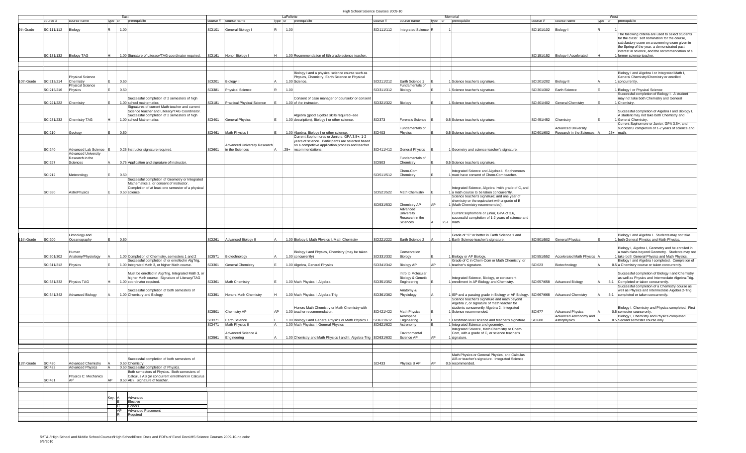# High School Science Courses 2009-10

| | East | | | | | LaFollette | | | | | Memorial | | | | | West | | | | |
|---|---|---|---|---|---|---|---|---|---|---|---|---|---|---|---|---|---|---|---|---|
| | course # | course name | type | cr | prerequisite | course # | course name | type | cr | prerequisite | course # | course name | type | cr | prerequisite | course # | course name | type | cr | prerequisite |
| 9th Grade | SCI111/112 | Biology | R | 1.00 | | SCI101 | General Biology I | R | 1.00 | | SCI111/112 | Integrated Science | R | 1 | | SCI101/102 | Biology I | R | 1 | |
| | SCI131/132 | Biology TAG | H | 1.00 | Signature of Literacy/TAG coordinator required. | SCI161 | Honor Biology I | H | 1.00 | Recommendation of 8th grade science teacher. | | | | | | SCI151/152 | Biology I Accelerated | H | 1 | The following criteria are used to select students for the class: self nomination for the course, satisfactory score on a screening exam given in the Spring of the year, a demonstrated past interest in science, and the recommendation of a former science teacher. |
| 10th Grade | SCI213/214 | Physical Science Chemistry | E | 0.50 | | SCI201 | Biology II | A | 1.00 | Biology I and a physical science course such as Physics, Chemistry, Earth Science or Physical Science. | SCI211/212 | Earth Science 1 | E | 1 | Science teacher's signature. | SCI201/202 | Biology II | A | 1 | Biology I and Algebra I or Integrated Math I, General Chemistry/Chemistry or enrolled concurrently. |
| | SCI215/216 | Physical Science Physics | E | 0.50 | | SCI381 | Physical Science | R | 1.00 | | SCI311/312 | Fundamentals of Biology | E | 1 | Science teacher's signature. | SCI301/302 | Earth Science | E | 1 | Biology I or Physical Science |
| | SCI221/222 | Chemistry | E | 1.00 | Successful completion of 2 semesters of high school mathematics | SCI181 | Practical Physical Science | E | 1.00 | Consent of case manager or counselor or consent of the instructor. | SCI321/322 | Biology | E | 1 | Science teacher's signature. | SCI401/402 | General Chemistry | E | 1 | Successful completion of Biology I. A student may not take both Chemistry and General Chemistry. |
| | SCI231/232 | Chemistry TAG | H | 1.00 | Signatures of current Math teacher and current Science teacher and Literacy/TAG Coordinator. Successful completion of 2 semesters of high school Mathematics | SCI401 | General Physics | E | 1.00 | Algebra (good algebra skills required--see description), Biology I or other science. | SCI373 | Forensic Science | E | 0.5 | Science teacher's signature. | SCI451/452 | Chemistry | E | 1 | Successful completion of Algebra I and Biology I. A student may not take both Chemistry and General Chemistry. |
| | SCI210 | Geology | E | 0.50 | | SCI461 | Math Physics I | E | 1.00 | Algebra, Biology I or other science. | SCI403 | Fundamentals of Physics | E | 0.5 | Science teacher's signature. | SCI601/602 | Advanced University Research in the Sciences | A | .25+ | Current Sophomore or Junior, GPA 3.5+, and successful completion of 1-2 years of science and math. |
| | SCI240 | Advanced Lab Science | E | 0.25 | Instructor signature required. | SCI601 | Advanced University Research in the Sciences | A | .25+ | Current Sophomores or Juniors, GPA 3.5+, 1-2 years of science. Participants are selected based on a competitive application process and teacher recommendations. | SCI411/412 | General Physics | E | 1 | Geometry and science teacher's signature. | | | | | |
| | SCI297 | Advanced University Research in the Sciences | A | 0.75 | Application and signature of instructor. | | | | | | SCI503 | Fundamentals of Chemistry | E | 0.5 | Science teacher's signature. | | | | | |
| | SCI212 | Meteorology | E | 0.50 | | | | | | | SCI511/512 | Chem-Com Chemistry | E | 1 | Integrated Science and Algebra I. Sophomores must have consent of Chem-Com teacher. | | | | | |
| | SCI350 | AstroPhysics | E | 0.50 | Successful completion of Geometry or Integrated Mathematics 2, or consent of instructor. Completion of at least one semester of a physical science. | | | | | | SCI521/522 | Math Chemistry | E | 1 | Integrated Science, Algebra I with grade of C, and a math course to be taken concurrently. | | | | | |
| | | | | | | | | | | | SCI531/532 | Chemistry AP | AP | 1 | Science teacher's signature; and one year of chemistry or the equivalent with a grade of B (Math Chemistry recommended). | | | | | |
| | | | | | | | | | | | | Advanced University Research in the Sciences | A | .25+ | Current sophomore or junior, GPA of 3.6, successful completion of 1-2 years of science and math. | | | | | |
| 11th Grade | SCI200 | Limnology and Oceanography | E | 0.50 | | SCI261 | Advanced Biology II | A | 1.00 | Biology I, Math Physics I, Math Chemistry | SCI221/222 | Earth Science 2 | A | 1 | Grade of "C" or better in Earth Science 1 and Earth Science teacher's signature. | SCI501/502 | General Physics | E | 1 | Biology I and Algebra I. Students may not take both General Physics and Math Physics. |
| | SCI301/302 | Human Anatomy/Physiology | A | 1.00 | Completion of Chemistry, semesters 1 and 2 | SCI571 | Biotechnology | A | 1.00 | Biology I and Physics, Chemistry (may be taken concurrently) | SCI331/332 | Conservation Biology | E | 1 | Biology or AP Biology. | SCI551/552 | Accelerated Math Physics | A | 1 | Biology I, Algebra I, Geometry and be enrolled in a math class beyond Geometry. Students may not take both General Physics and Math Physics. |
| | SCI311/312 | Physics | E | 1.00 | Successful completion of or enrolled in AlgTrig, Integrated Math 3, or higher Math course. | SCI301 | General Chemistry | E | 1.00 | Algebra, General Physics | SCI341/342 | Biology AP | AP | 1 | Grade of C in Chem-Com or Math Chemistry, or teacher's signature. | SCI623 | Biotechnology | A | 0.5 | Biology I and Algebra I completed. Completion of a Chemistry course or taken concurrently. |
| | SCI331/332 | Physics TAG | H | 1.00 | Must be enrolled in Alg/Trig, Integrated Math 3, or higher Math course. Signature of Literacy/TAG coordinator required. | SCI361 | Math Chemistry | E | 1.00 | Math Physics I, Algebra | SCI351/352 | Intro to Molecular Biology & Genetic Engineering | E | 1 | Integrated Science, Biology, or concurrent enrollment in AP Biology and Chemistry. | SCI657/658 | Advanced Biology | A | .5-1 | Successful completion of Biology I and Chemistry as well as Physics and Intermediate Algebra-Trig. Completed or taken concurrently. |
| | SCI341/342 | Advanced Biology | A | 1.00 | Successful completion of both semesters of Chemistry and Biology. | SCI391 | Honors Math Chemistry | H | 1.00 | Math Physics I, Algebra-Trig | SCI361/362 | Anatomy & Physiology | A | 1 | ISP and a passing grade in Biology or AP Biology. | SCI667/668 | Advanced Chemistry | A | .5-1 | Successful completion of a Chemistry course as well as Physics and Intermediate Algebra 2-Trig completed or taken concurrently. |
| | | | | | | SCI501 | Chemistry AP | AP | 1.00 | Honors Math Chemistry or Math Chemistry with teacher recommendation. | SCI421/422 | Math Physics | E | 1 | Science teacher's signature and math beyond Algebra 2, or signature of math teacher for students concurrently Algebra 2. Integrated Science recommended. | SCI677 | Advanced Physics | A | 0.5 | Biology I, Chemistry and Physics completed. First semester course only. |
| | | | | | | SCI371 | Earth Science | E | 1.00 | Biology I and General Physics or Math Physics I | SCI611/612 | Aerospace Engineering | E | 1 | Freshman level science and teacher's signature. | SCI688 | Advanced Astronomy and Astrophysics | A | 0.5 | Biology I, Chemistry and Physics completed. Second semester course only. |
| | | | | | | SCI471 | Math Physics II | A | 1.00 | Math Physics I, General Physics | SCI621/622 | Astronomy | E | 1 | Integrated Science and geometry. | | | | | |
| | | | | | | SCI561 | Advanced Science & Engineering | A | 1.00 | Chemistry and Math Physics I and II, Algebra-Trig | SCI631/632 | Environmental Science AP | AP | 1 | Integrated Science, Math Chemistry or Chem-Com, with a grade of C, or science teacher's signature. | | | | | |
| 12th Grade | SCI420 | Advanced Chemistry | A | 0.50 | Successful completion of both semesters of Chemistry. | | | | | | SCI433 | Physics B AP | AP | 0.5 | Math Physics or General Physics, and Calculus A/B or teacher's signature. Integrated Science recommended. | | | | | |
| | SCI422 | Advanced Physics | A | 0.50 | Successful completion of Physics. | | | | | | | | | | | | | | | |
| | SCI461 | Physics C: Mechanics AP | AP | 0.50 | Both semesters of Physics. Both semesters of Calculus AB (or concurrent enrollment in Calculus AB). Signature of teacher. | | | | | | | | | | | | | | | |

Key:

| | |
|---|---|
| A | Advanced |
| E | Elective |
| H | Honors |
| AP | Advanced Placement |
| R | Required |

S:\T&L\High School and Middle School Courses\High School\Excel Docs and PDFs of Excel Docs\HS Science Courses 2009-10-no color
5/5/2010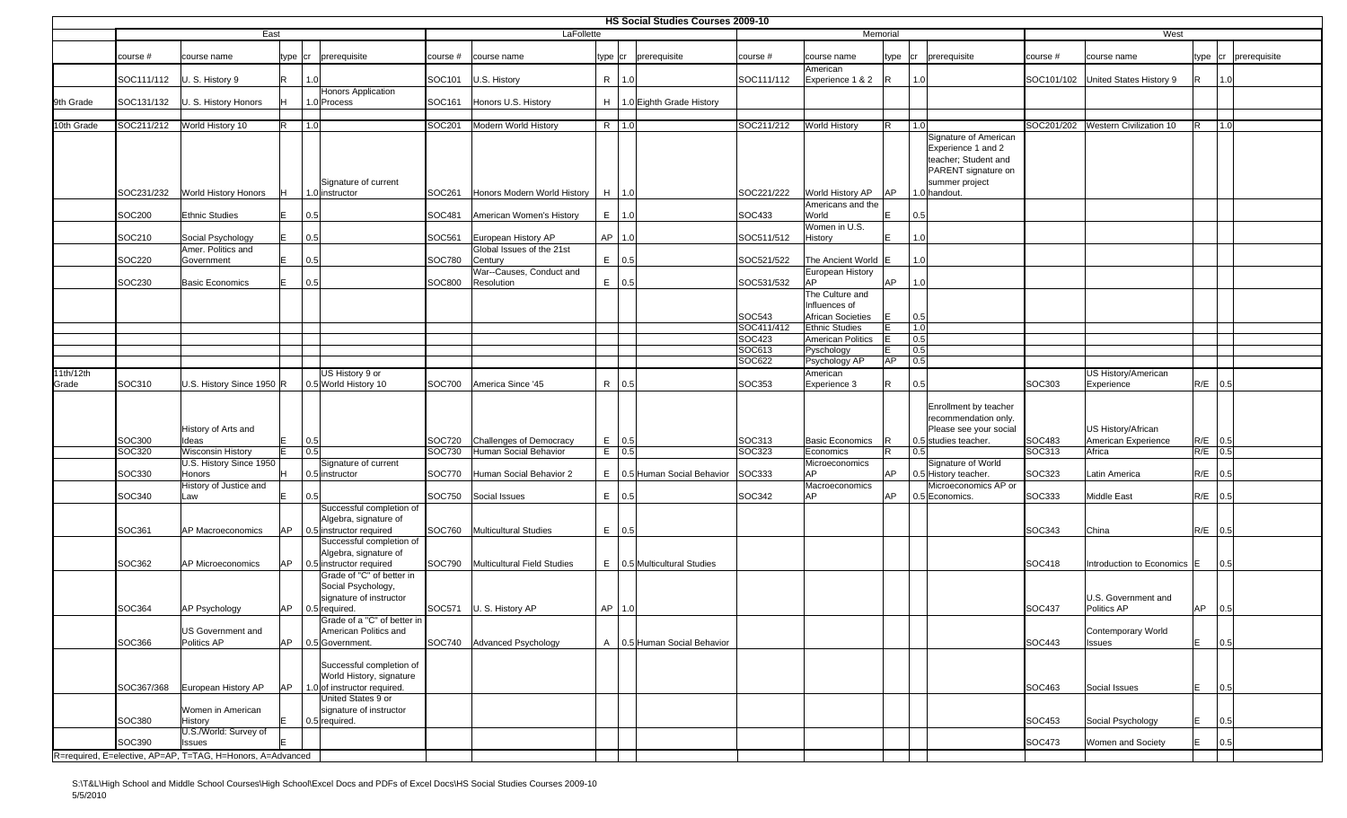# HS Social Studies Courses 2009-10

| | East | | | | | LaFollette | | | | | Memorial | | | | | West | | | | |
|---|---|---|---|---|---|---|---|---|---|---|---|---|---|---|---|---|---|---|---|---|
| | course # | course name | type | cr | prerequisite | course # | course name | type | cr | prerequisite | course # | course name | type | cr | prerequisite | course # | course name | type | cr | prerequisite |
| | SOC111/112 | U. S. History 9 | R | 1.0 | | SOC101 | U.S. History | R | 1.0 | | SOC111/112 | American Experience 1 & 2 | R | 1.0 | | SOC101/102 | United States History 9 | R | 1.0 | |
| 9th Grade | SOC131/132 | U. S. History Honors | H | 1.0 | Honors Application Process | SOC161 | Honors U.S. History | H | 1.0 | Eighth Grade History | | | | | | | | | | |
| 10th Grade | SOC211/212 | World History 10 | R | 1.0 | | SOC201 | Modern World History | R | 1.0 | | SOC211/212 | World History | R | 1.0 | | SOC201/202 | Western Civilization 10 | R | 1.0 | |
| | SOC231/232 | World History Honors | H | 1.0 | Signature of current instructor | SOC261 | Honors Modern World History | H | 1.0 | | SOC221/222 | World History AP | AP | 1.0 | Signature of American Experience 1 and 2 teacher; Student and PARENT signature on summer project handout. | | | | | |
| | SOC200 | Ethnic Studies | E | 0.5 | | SOC481 | American Women's History | E | 1.0 | | SOC433 | Americans and the World | E | 0.5 | | | | | | |
| | SOC210 | Social Psychology | E | 0.5 | | SOC561 | European History AP | AP | 1.0 | | SOC511/512 | Women in U.S. History | E | 1.0 | | | | | | |
| | SOC220 | Amer. Politics and Government | E | 0.5 | | SOC780 | Global Issues of the 21st Century | E | 0.5 | | SOC521/522 | The Ancient World | E | 1.0 | | | | | | |
| | SOC230 | Basic Economics | E | 0.5 | | SOC800 | War--Causes, Conduct and Resolution | E | 0.5 | | SOC531/532 | European History AP | AP | 1.0 | | | | | | |
| | | | | | | | | | | | SOC543 | The Culture and Influences of African Societies | E | 0.5 | | | | | | |
| | | | | | | | | | | | SOC411/412 | Ethnic Studies | E | 1.0 | | | | | | |
| | | | | | | | | | | | SOC423 | American Politics | E | 0.5 | | | | | | |
| | | | | | | | | | | | SOC613 | Pyschology | E | 0.5 | | | | | | |
| | | | | | | | | | | | SOC622 | Psychology AP | AP | 0.5 | | | | | | |
| 11th/12th Grade | SOC310 | U.S. History Since 1950 | R | 0.5 | US History 9 or World History 10 | SOC700 | America Since '45 | R | 0.5 | | SOC353 | American Experience 3 | R | 0.5 | | SOC303 | US History/American Experience | R/E | 0.5 | |
| | SOC300 | History of Arts and Ideas | E | 0.5 | | SOC720 | Challenges of Democracy | E | 0.5 | | SOC313 | Basic Economics | R | 0.5 | Enrollment by teacher recommendation only. Please see your social studies teacher. | SOC483 | US History/African American Experience | R/E | 0.5 | |
| | SOC320 | Wisconsin History | E | 0.5 | | SOC730 | Human Social Behavior | E | 0.5 | | SOC323 | Economics | R | 0.5 | | SOC313 | Africa | R/E | 0.5 | |
| | SOC330 | U.S. History Since 1950 Honors | H | 0.5 | Signature of current instructor | SOC770 | Human Social Behavior 2 | E | 0.5 | Human Social Behavior | SOC333 | Microeconomics AP | AP | 0.5 | Signature of World History teacher. | SOC323 | Latin America | R/E | 0.5 | |
| | SOC340 | History of Justice and Law | E | 0.5 | | SOC750 | Social Issues | E | 0.5 | | SOC342 | Macroeconomics AP | AP | 0.5 | Microeconomics AP or Economics. | SOC333 | Middle East | R/E | 0.5 | |
| | SOC361 | AP Macroeconomics | AP | 0.5 | Successful completion of Algebra, signature of instructor required | SOC760 | Multicultural Studies | E | 0.5 | | | | | | | SOC343 | China | R/E | 0.5 | |
| | SOC362 | AP Microeconomics | AP | 0.5 | Successful completion of Algebra, signature of instructor required | SOC790 | Multicultural Field Studies | E | 0.5 | Multicultural Studies | | | | | | SOC418 | Introduction to Economics | E | 0.5 | |
| | SOC364 | AP Psychology | AP | 0.5 | Grade of "C" of better in Social Psychology, signature of instructor required. | SOC571 | U. S. History AP | AP | 1.0 | | | | | | | SOC437 | U.S. Government and Politics AP | AP | 0.5 | |
| | SOC366 | US Government and Politics AP | AP | 0.5 | Grade of a "C" of better in American Politics and Government. | SOC740 | Advanced Psychology | A | 0.5 | Human Social Behavior | | | | | | SOC443 | Contemporary World Issues | E | 0.5 | |
| | SOC367/368 | European History AP | AP | 1.0 | Successful completion of World History, signature of instructor required. | | | | | | | | | | | SOC463 | Social Issues | E | 0.5 | |
| | SOC380 | Women in American History | E | 0.5 | United States 9 or signature of instructor required. | | | | | | | | | | | SOC453 | Social Psychology | E | 0.5 | |
| | SOC390 | U.S./World: Survey of Issues | E | | | | | | | | | | | | | SOC473 | Women and Society | E | 0.5 | |

R=required, E=elective, AP=AP, T=TAG, H=Honors, A=Advanced

S:\T&L\High School and Middle School Courses\High School\Excel Docs and PDFs of Excel Docs\HS Social Studies Courses 2009-10
5/5/2010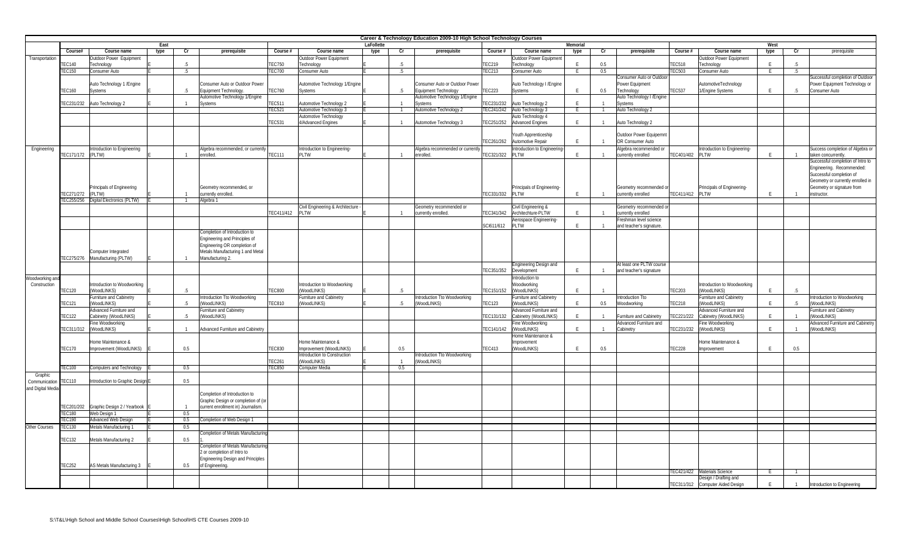# Career & Technology Education 2009-10 High School Technology Courses

| | East | | | | | LaFollette | | | | | Memorial | | | | | West | | | | |
|---|---|---|---|---|---|---|---|---|---|---|---|---|---|---|---|---|---|---|---|---|
| | Course# | Course name | type | Cr | prerequisite | Course # | Course name | type | Cr | prerequisite | Course # | Course name | type | Cr | prerequisite | Course # | Course name | type | Cr | prerequisite |
| Transportation | TEC140 | Outdoor Power Equipment Technology | E | .5 | | TEC750 | Outdoor Power Equipment Technology | E | .5 | | TEC219 | Outdoor Power Equipment Technology | E | 0.5 | | TEC518 | Outdoor Power Equipment Technology | E | .5 | |
| | TEC150 | Consumer Auto | E | .5 | | TEC700 | Consumer Auto | E | .5 | | TEC213 | Consumer Auto | E | 0.5 | | TEC503 | Consumer Auto | E | .5 | |
| | TEC160 | Auto Technology 1 /Engine Systems | E | .5 | Consumer Auto or Outdoor Power Equipment Technology. | TEC760 | Automotive Technology 1/Engine Systems | E | .5 | Consumer Auto or Outdoor Power Equipment Technology | TEC223 | Auto Technology I /Engine Systems | E | 0.5 | Consumer Auto or Outdoor Power Equipment Technology | TEC537 | AutomotiveTechnology 1/Engine Systems | E | .5 | Successful completion of Outdoor Power Equipment Technology or Consumer Auto |
| | TEC231/232 | Auto Technology 2 | E | 1 | Automotive Technology 1/Engine Systems | TEC511 | Automotive Technology 2 | E | 1 | Automotive Technology 1/Engine Systems | TEC231/232 | Auto Technology 2 | E | 1 | Auto Technology I /Engine Systems | | | | | |
| | | | | | | TEC521 | Automotive Technology 3 | E | 1 | Automotive Technology 2 | TEC241/242 | Auto Technology 3 | E | 1 | Auto Technology 2 | | | | | |
| | | | | | | TEC531 | Automotive Technology 4/Advanced Engines | E | 1 | Automotive Technology 3 | TEC251/252 | Auto Technology 4 Advanced Engines | E | 1 | Auto Technology 2 | | | | | |
| | | | | | | | | | | | TEC261/262 | Youth Apprenticeship Automotive Repair | E | 1 | Outdoor Power Equipemnt OR Consumer Auto | | | | | |
| Engineering | TEC171/172 | Introduction to Engineering (PLTW) | E | 1 | Algebra recommended, or currently enrolled. | TEC111 | Introduction to Engineering-PLTW | E | 1 | Algebra recommended or currently enrolled. | TEC321/322 | Introduction to Engineering-PLTW | E | 1 | Algebra recommended or currently enrolled | TEC401/402 | Introduction to Engineering-PLTW | E | 1 | Success completion of Algebra or taken concurrently. |
| | TEC271/272 | Principals of Engineering (PLTW) | E | 1 | Geometry recommended, or currently enrolled. | | | | | | TEC331/332 | Principals of Engineering-PLTW | E | 1 | Geometry recommended or currently enrolled | TEC411/412 | Principals of Engineering-PLTW | E | 1 | Successful completion of Intro to Engineering. Recommended: Successful completion of Geometry or currently enrolled in Geometry or signature from instructor. |
| | TEC255/256 | Digital Electronics (PLTW) | E | 1 | Algebra 1 | | | | | | | | | | | | | | | |
| | | | | | | TEC411/412 | Civil Engineering & Architecture - PLTW | E | 1 | Geometry recommended or currently enrolled. | TEC341/342 | Civil Engineering & Architechture-PLTW | E | 1 | Geometry recommended or currently enrolled | | | | | |
| | | | | | | | | | | | SCI611/612 | Aerospace Engineering-PLTW | E | 1 | Freshman level science and teacher's signature. | | | | | |
| | TEC275/276 | Computer Integrated Manufacturing (PLTW) | E | 1 | Completion of Introduction to Engineering and Principles of Engineering OR completion of Metals Manufacturing 1 and Metal Manufacturing 2. | | | | | | | | | | | | | | | |
| | | | | | | | | | | | TEC351/352 | Engineering Design and Development | E | 1 | At least one PLTW course and teacher's signature | | | | | |
| Woodworking and Construction | TEC120 | Introduction to Woodworking (WoodLINKS) | E | .5 | | TEC800 | Introduction to Woodworking (WoodLINKS) | E | .5 | | TEC151/152 | Introduction to Woodworking (WoodLINKS) | E | 1 | | TEC203 | Introduction to Woodworking (WoodLINKS) | E | .5 | |
| | TEC121 | Furniture and Cabinetry (WoodLINKS) | E | .5 | Introduction Tto Woodworking (WoodLINKS) | TEC810 | Furniture and Cabinetry (WoodLINKS) | E | .5 | Introduction Tto Woodworking (WoodLINKS) | TEC123 | Furniture and Cabinetry (WoodLINKS) | E | 0.5 | Introduction Tto Woodworking | TEC218 | Furniture and Cabinetry (WoodLINKS) | E | .5 | Introduction to Woodworking (WoodLINKS) |
| | TEC122 | Advanced Furniture and Cabinetry (WoodLINKS) | E | .5 | Furniture and Cabinetry (WoodLINKS) | | | | | | TEC131/132 | Advanced Furniture and Cabinetry (WoodLINKS) | E | 1 | Furniture and Cabinetry | TEC221/222 | Advanced Furniture and Cabinetry (WoodLINKS) | E | 1 | Furniture and Cabinetry (WoodLINKS) |
| | TEC311/312 | Fine Woodworking (WoodLINKS) | E | 1 | Advanced Furniture and Cabinetry | | | | | | TEC141/142 | Fine Woodworking (WoodLINKS) | E | 1 | Advanced Furniture and Cabinetry | TEC231/232 | Fine Woodworking (WoodLINKS) | E | 1 | Advanced Furniture and Cabinetry (WoodLINKS) |
| | TEC170 | Home Maintenance & Improvement (WoodLINKS) | E | 0.5 | | TEC830 | Home Maintenance & Improvement (WoodLINKS) | E | 0.5 | | TEC413 | Home Maintenance & Improvement (WoodLINKS) | E | 0.5 | | TEC228 | Home Maintenance & Improvement | E | 0.5 | |
| | | | | | | TEC261 | Introduction to Construction (WoodLINKS) | E | 1 | Introduction Tto Woodworking (WoodLINKS) | | | | | | | | | | |
| | TEC100 | Computers and Technology | E | 0.5 | | TEC850 | Computer Media | E | 0.5 | | | | | | | | | | | |
| Graphic Communication and Digital Media | TEC110 | Introduction to Graphic Design | E | 0.5 | | | | | | | | | | | | | | | | |
| | TEC201/202 | Graphic Design 2 / Yearbook | E | 1 | Completion of Introduction to Graphic Design or completion of (or current enrollment in) Journalism. | | | | | | | | | | | | | | | |
| | TEC180 | Web Design 1 | E | 0.5 | | | | | | | | | | | | | | | | |
| | TEC190 | Advanced Web Design | E | 0.5 | Completion of Web Design 1 | | | | | | | | | | | | | | | |
| Other Courses | TEC130 | Metals Manufacturing 1 | E | 0.5 | | | | | | | | | | | | | | | | |
| | TEC132 | Metals Manufacturing 2 | E | 0.5 | Completion of Metals Manufacturing 1. | | | | | | | | | | | | | | | |
| | TEC252 | AS Metals Manufacturing 3 | E | 0.5 | Completion of Metals Manufacturing 2 or completion of Intro to Engineering Design and Principles of Engineering. | | | | | | | | | | | | | | | |
| | | | | | | | | | | | | | | | | TEC421/422 | Materials Science | E | 1 | |
| | | | | | | | | | | | | | | | | TEC311/312 | Design / Drafting and Computer Aided Design | E | 1 | Introduction to Engineering |

S:\T&L\High School and Middle School Courses\High School\HS CTE Courses 2009-10